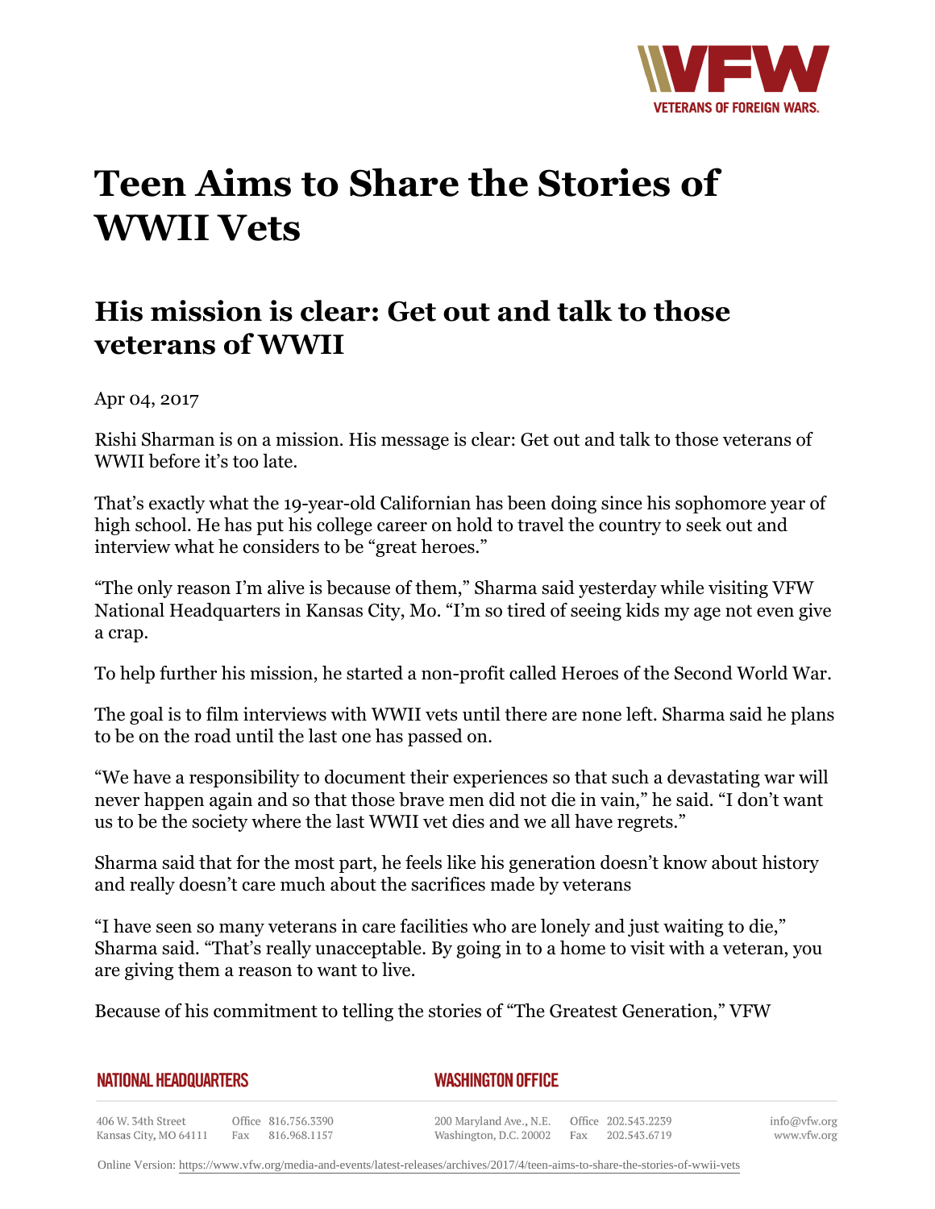# Teen Aims to Share the Stories of WWII Vets

## His mission is clear: Get out and talk to those veterans of WWII

Apr 04, 2017

Rishi Sharman is on a mission. His message is clear: Get out and talk to those veterans of WWII before it's too late.

That's exactly what the 19-year-old Californian has been doing since his sophomore year of high school. He has put his college career on hold to travel the country to seek out and interview what he considers to be "great heroes."

"The only reason I'm alive is because of them," Sharma said yesterday while visiting VFW National Headquarters in Kansas City, Mo. "I'm so tired of seeing kids my age not even give a crap.

To help further his mission, he started a non-profit called Heroes of the Second World War.

The goal is to film interviews with WWII vets until there are none left. Sharma said he plans to be on the road until the last one has passed on.

"We have a responsibility to document their experiences so that such a devastating war will never happen again and so that those brave men did not die in vain," he said. "I don't want us to be the society where the last WWII vet dies and we all have regrets."

Sharma said that for the most part, he feels like his generation doesn't know about history and really doesn't care much about the sacrifices made by veterans

"I have seen so many veterans in care facilities who are lonely and just waiting to die," Sharma said. "That's really unacceptable. By going in to a home to visit with a veteran, you are giving them a reason to want to live.

Because of his commitment to telling the stories of "The Greatest Generation," VFW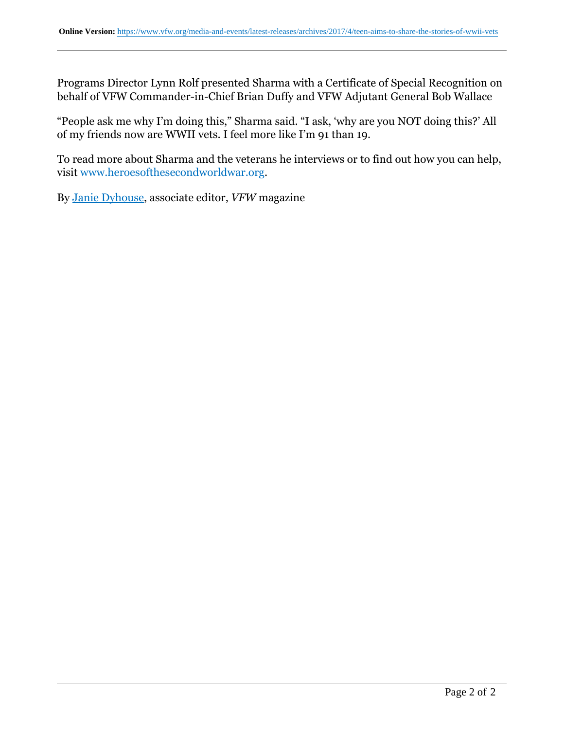Programs Director Lynn Rolf presented Sharma with a Certificate of Special Recognition on behalf of VFW Commander-in-Chief Brian Duffy and VFW Adjutant General Bob Wallace

“People ask me why I’m doing this,” Sharma said. “I ask, ‘why are you NOT doing this?’ All of my friends now are WWII vets. I feel more like I’m 91 than 19.

To read more about Sharma and the veterans he interviews or to find out how you can help, visit www.heroesofthesecondworldwar.org.

By Janie Dyhouse, associate editor, *VFW* magazine